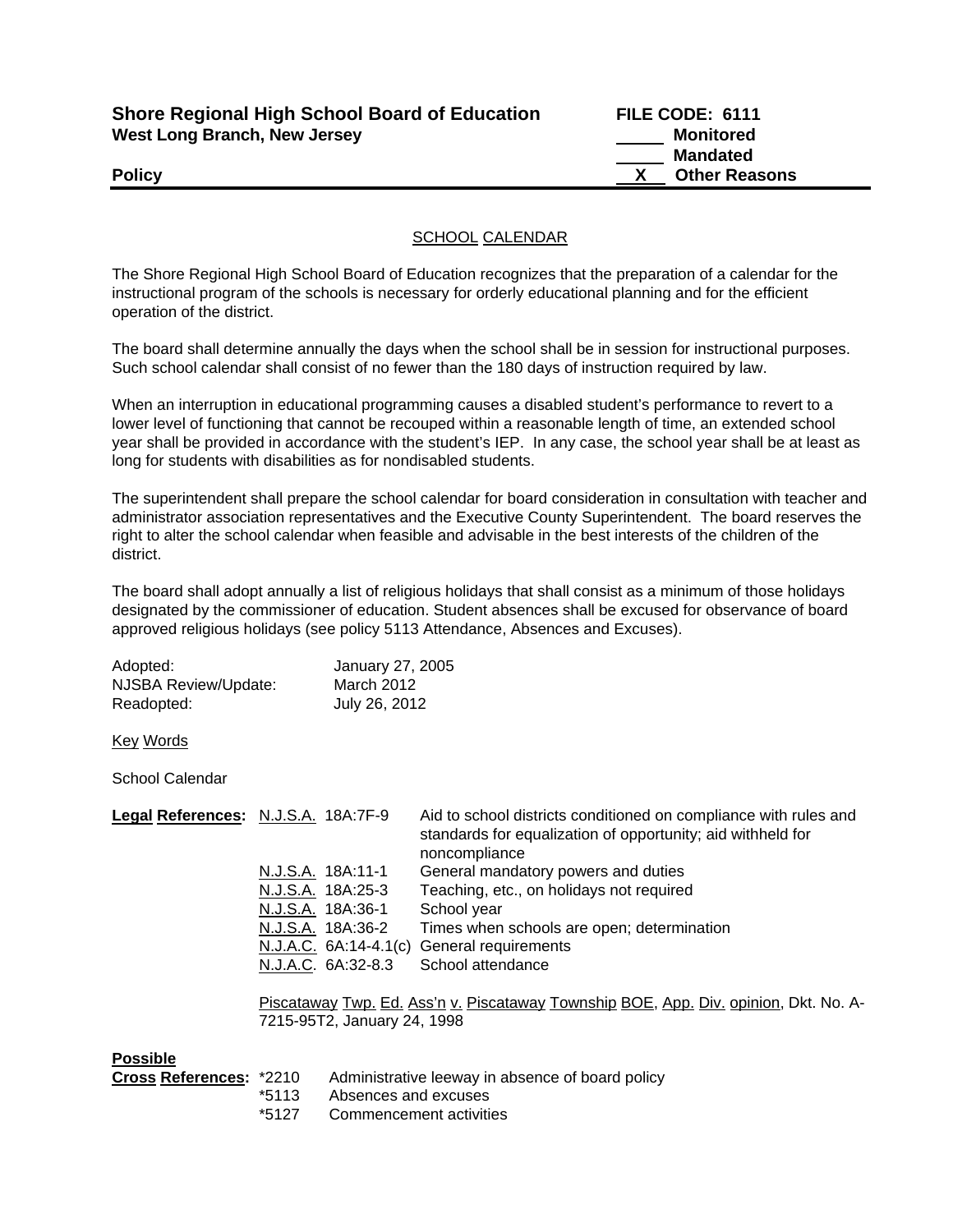**Shore Regional High School Board of Education**
**West Long Branch, New Jersey**

**FILE CODE: 6111**
_____ **Monitored**
_____ **Mandated**
__X__ **Other Reasons**

**Policy**

## SCHOOL CALENDAR

The Shore Regional High School Board of Education recognizes that the preparation of a calendar for the instructional program of the schools is necessary for orderly educational planning and for the efficient operation of the district.

The board shall determine annually the days when the school shall be in session for instructional purposes. Such school calendar shall consist of no fewer than the 180 days of instruction required by law.

When an interruption in educational programming causes a disabled student's performance to revert to a lower level of functioning that cannot be recouped within a reasonable length of time, an extended school year shall be provided in accordance with the student's IEP. In any case, the school year shall be at least as long for students with disabilities as for nondisabled students.

The superintendent shall prepare the school calendar for board consideration in consultation with teacher and administrator association representatives and the Executive County Superintendent. The board reserves the right to alter the school calendar when feasible and advisable in the best interests of the children of the district.

The board shall adopt annually a list of religious holidays that shall consist as a minimum of those holidays designated by the commissioner of education. Student absences shall be excused for observance of board approved religious holidays (see policy 5113 Attendance, Absences and Excuses).

| | |
|---|---|
| Adopted: | January 27, 2005 |
| NJSBA Review/Update: | March 2012 |
| Readopted: | July 26, 2012 |

Key Words

School Calendar

**Legal References:**

| | |
|---|---|
| N.J.S.A. 18A:7F-9 | Aid to school districts conditioned on compliance with rules and standards for equalization of opportunity; aid withheld for noncompliance |
| N.J.S.A. 18A:11-1 | General mandatory powers and duties |
| N.J.S.A. 18A:25-3 | Teaching, etc., on holidays not required |
| N.J.S.A. 18A:36-1 | School year |
| N.J.S.A. 18A:36-2 | Times when schools are open; determination |
| N.J.A.C. 6A:14-4.1(c) | General requirements |
| N.J.A.C. 6A:32-8.3 | School attendance |

Piscataway Twp. Ed. Ass'n v. Piscataway Township BOE, App. Div. opinion, Dkt. No. A-7215-95T2, January 24, 1998

**Possible Cross References:**

| | |
|---|---|
| *2210 | Administrative leeway in absence of board policy |
| *5113 | Absences and excuses |
| *5127 | Commencement activities |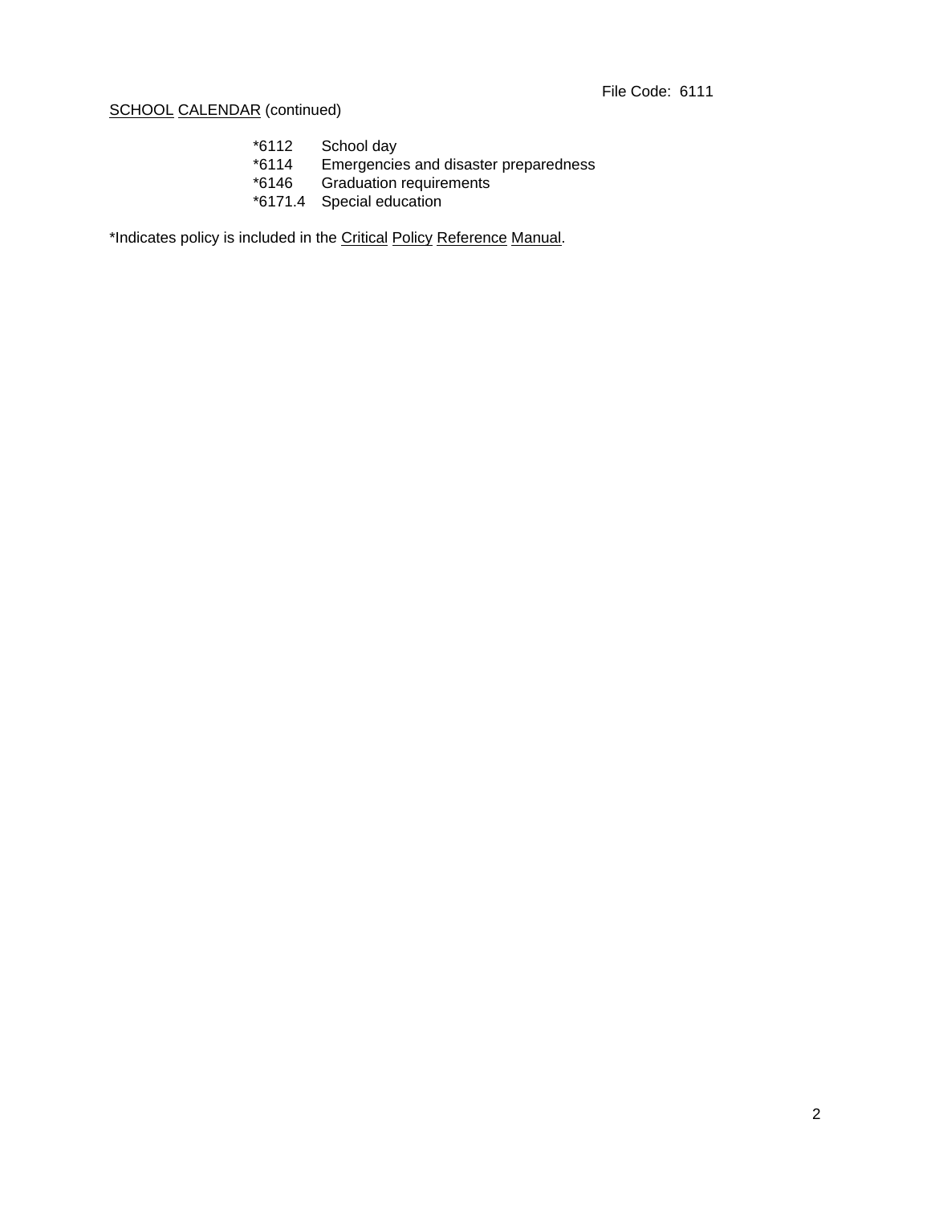File Code: 6111

SCHOOL CALENDAR (continued)

*6112 School day
*6114 Emergencies and disaster preparedness
*6146 Graduation requirements
*6171.4 Special education

*Indicates policy is included in the Critical Policy Reference Manual.